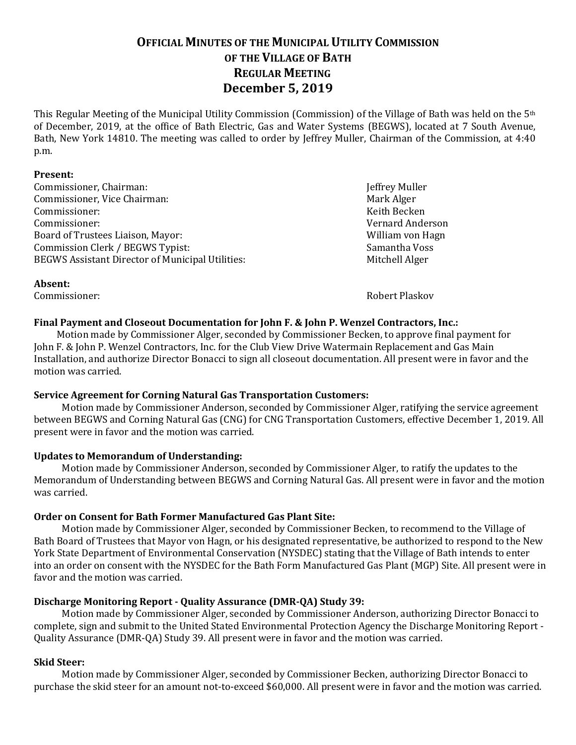# OFFICIAL MINUTES OF THE MUNICIPAL UTILITY COMMISSION OF THE VILLAGE OF BATH REGULAR MEETING
## December 5, 2019

This Regular Meeting of the Municipal Utility Commission (Commission) of the Village of Bath was held on the 5th of December, 2019, at the office of Bath Electric, Gas and Water Systems (BEGWS), located at 7 South Avenue, Bath, New York 14810. The meeting was called to order by Jeffrey Muller, Chairman of the Commission, at 4:40 p.m.

**Present:**

| | |
|---|---|
| Commissioner, Chairman: | Jeffrey Muller |
| Commissioner, Vice Chairman: | Mark Alger |
| Commissioner: | Keith Becken |
| Commissioner: | Vernard Anderson |
| Board of Trustees Liaison, Mayor: | William von Hagn |
| Commission Clerk / BEGWS Typist: | Samantha Voss |
| BEGWS Assistant Director of Municipal Utilities: | Mitchell Alger |

**Absent:**

| | |
|---|---|
| Commissioner: | Robert Plaskov |

**Final Payment and Closeout Documentation for John F. & John P. Wenzel Contractors, Inc.:**

Motion made by Commissioner Alger, seconded by Commissioner Becken, to approve final payment for John F. & John P. Wenzel Contractors, Inc. for the Club View Drive Watermain Replacement and Gas Main Installation, and authorize Director Bonacci to sign all closeout documentation. All present were in favor and the motion was carried.

**Service Agreement for Corning Natural Gas Transportation Customers:**

Motion made by Commissioner Anderson, seconded by Commissioner Alger, ratifying the service agreement between BEGWS and Corning Natural Gas (CNG) for CNG Transportation Customers, effective December 1, 2019. All present were in favor and the motion was carried.

**Updates to Memorandum of Understanding:**

Motion made by Commissioner Anderson, seconded by Commissioner Alger, to ratify the updates to the Memorandum of Understanding between BEGWS and Corning Natural Gas. All present were in favor and the motion was carried.

**Order on Consent for Bath Former Manufactured Gas Plant Site:**

Motion made by Commissioner Alger, seconded by Commissioner Becken, to recommend to the Village of Bath Board of Trustees that Mayor von Hagn, or his designated representative, be authorized to respond to the New York State Department of Environmental Conservation (NYSDEC) stating that the Village of Bath intends to enter into an order on consent with the NYSDEC for the Bath Form Manufactured Gas Plant (MGP) Site. All present were in favor and the motion was carried.

**Discharge Monitoring Report - Quality Assurance (DMR-QA) Study 39:**

Motion made by Commissioner Alger, seconded by Commissioner Anderson, authorizing Director Bonacci to complete, sign and submit to the United Stated Environmental Protection Agency the Discharge Monitoring Report - Quality Assurance (DMR-QA) Study 39. All present were in favor and the motion was carried.

**Skid Steer:**

Motion made by Commissioner Alger, seconded by Commissioner Becken, authorizing Director Bonacci to purchase the skid steer for an amount not-to-exceed $60,000. All present were in favor and the motion was carried.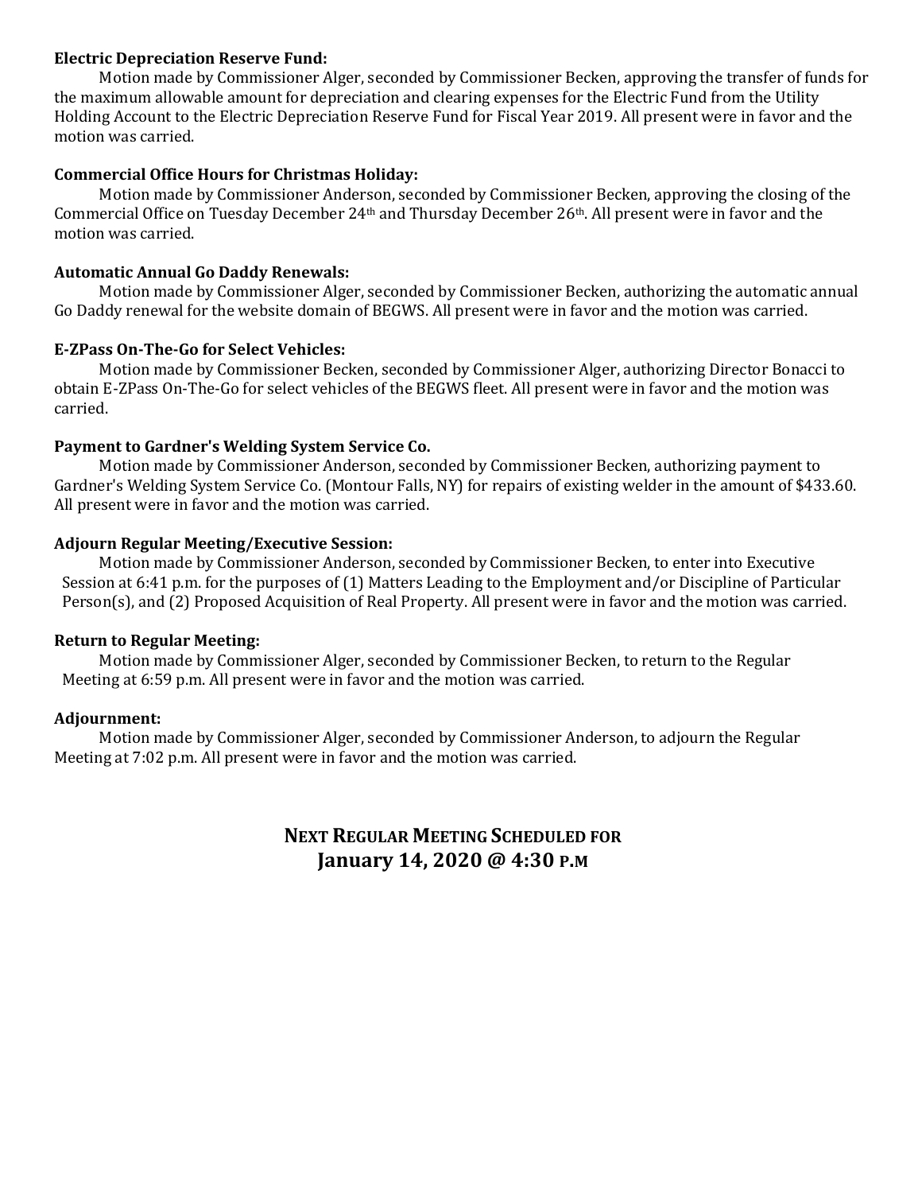**Electric Depreciation Reserve Fund:**

Motion made by Commissioner Alger, seconded by Commissioner Becken, approving the transfer of funds for the maximum allowable amount for depreciation and clearing expenses for the Electric Fund from the Utility Holding Account to the Electric Depreciation Reserve Fund for Fiscal Year 2019. All present were in favor and the motion was carried.

**Commercial Office Hours for Christmas Holiday:**

Motion made by Commissioner Anderson, seconded by Commissioner Becken, approving the closing of the Commercial Office on Tuesday December 24th and Thursday December 26th. All present were in favor and the motion was carried.

**Automatic Annual Go Daddy Renewals:**

Motion made by Commissioner Alger, seconded by Commissioner Becken, authorizing the automatic annual Go Daddy renewal for the website domain of BEGWS. All present were in favor and the motion was carried.

**E-ZPass On-The-Go for Select Vehicles:**

Motion made by Commissioner Becken, seconded by Commissioner Alger, authorizing Director Bonacci to obtain E-ZPass On-The-Go for select vehicles of the BEGWS fleet. All present were in favor and the motion was carried.

**Payment to Gardner's Welding System Service Co.**

Motion made by Commissioner Anderson, seconded by Commissioner Becken, authorizing payment to Gardner's Welding System Service Co. (Montour Falls, NY) for repairs of existing welder in the amount of $433.60. All present were in favor and the motion was carried.

**Adjourn Regular Meeting/Executive Session:**

Motion made by Commissioner Anderson, seconded by Commissioner Becken, to enter into Executive Session at 6:41 p.m. for the purposes of (1) Matters Leading to the Employment and/or Discipline of Particular Person(s), and (2) Proposed Acquisition of Real Property. All present were in favor and the motion was carried.

**Return to Regular Meeting:**

Motion made by Commissioner Alger, seconded by Commissioner Becken, to return to the Regular Meeting at 6:59 p.m. All present were in favor and the motion was carried.

**Adjournment:**

Motion made by Commissioner Alger, seconded by Commissioner Anderson, to adjourn the Regular Meeting at 7:02 p.m. All present were in favor and the motion was carried.

## NEXT REGULAR MEETING SCHEDULED FOR
## January 14, 2020 @ 4:30 P.M